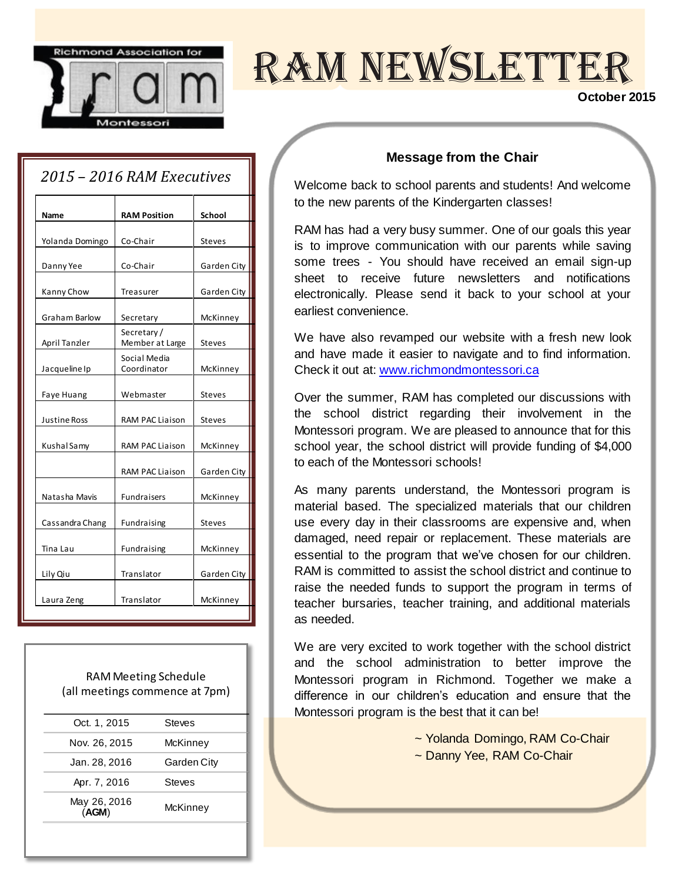Richmond Association for ram Montessori

# RAM NEWSLETTER

October 2015

## 2015 – 2016 RAM Executives

| Name | RAM Position | School |
|---|---|---|
| Yolanda Domingo | Co-Chair | Steves |
| Danny Yee | Co-Chair | Garden City |
| Kanny Chow | Treasurer | Garden City |
| Graham Barlow | Secretary | McKinney |
| April Tanzler | Secretary / Member at Large | Steves |
| Jacqueline Ip | Social Media Coordinator | McKinney |
| Faye Huang | Webmaster | Steves |
| Justine Ross | RAM PAC Liaison | Steves |
| Kushal Samy | RAM PAC Liaison | McKinney |
| | RAM PAC Liaison | Garden City |
| Natasha Mavis | Fundraisers | McKinney |
| Cassandra Chang | Fundraising | Steves |
| Tina Lau | Fundraising | McKinney |
| Lily Qiu | Translator | Garden City |
| Laura Zeng | Translator | McKinney |

RAM Meeting Schedule
(all meetings commence at 7pm)

| Date | School |
|---|---|
| Oct. 1, 2015 | Steves |
| Nov. 26, 2015 | McKinney |
| Jan. 28, 2016 | Garden City |
| Apr. 7, 2016 | Steves |
| May 26, 2016 (**AGM**) | McKinney |

## Message from the Chair

Welcome back to school parents and students! And welcome to the new parents of the Kindergarten classes!

RAM has had a very busy summer. One of our goals this year is to improve communication with our parents while saving some trees - You should have received an email sign-up sheet to receive future newsletters and notifications electronically. Please send it back to your school at your earliest convenience.

We have also revamped our website with a fresh new look and have made it easier to navigate and to find information. Check it out at: www.richmondmontessori.ca

Over the summer, RAM has completed our discussions with the school district regarding their involvement in the Montessori program. We are pleased to announce that for this school year, the school district will provide funding of $4,000 to each of the Montessori schools!

As many parents understand, the Montessori program is material based. The specialized materials that our children use every day in their classrooms are expensive and, when damaged, need repair or replacement. These materials are essential to the program that we've chosen for our children. RAM is committed to assist the school district and continue to raise the needed funds to support the program in terms of teacher bursaries, teacher training, and additional materials as needed.

We are very excited to work together with the school district and the school administration to better improve the Montessori program in Richmond. Together we make a difference in our children's education and ensure that the Montessori program is the best that it can be!

~ Yolanda Domingo, RAM Co-Chair
~ Danny Yee, RAM Co-Chair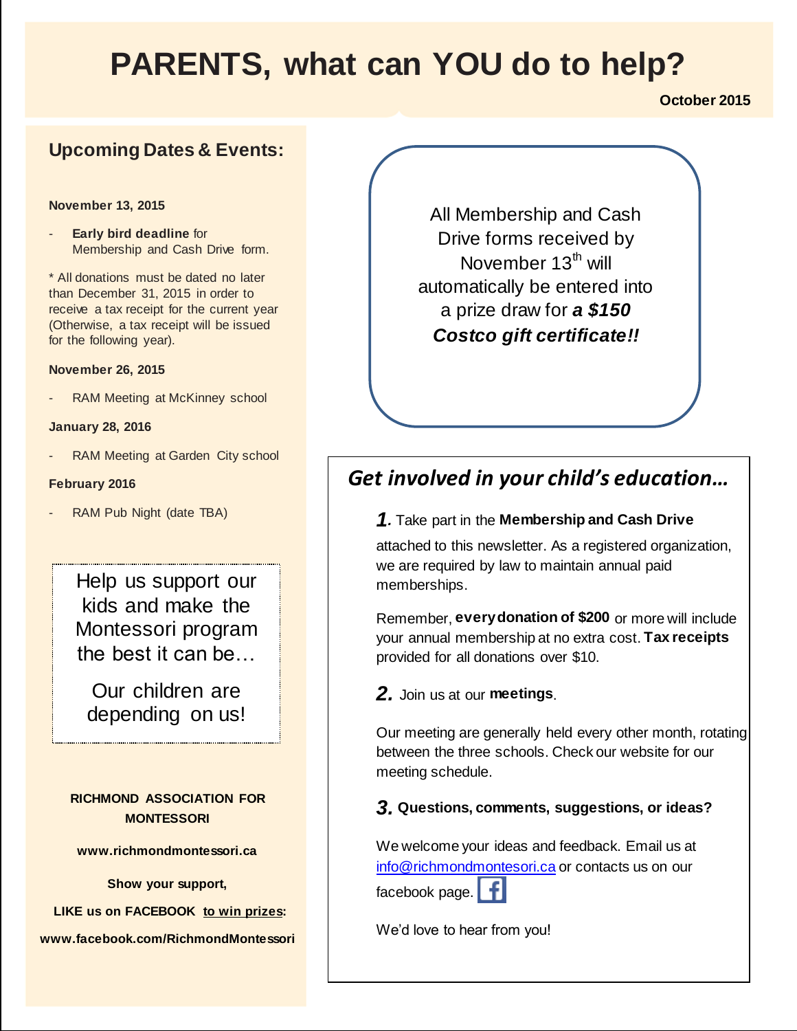# PARENTS, what can YOU do to help?

**October 2015**

## Upcoming Dates & Events:

**November 13, 2015**

- **Early bird deadline** for Membership and Cash Drive form.

\* All donations must be dated no later than December 31, 2015 in order to receive a tax receipt for the current year (Otherwise, a tax receipt will be issued for the following year).

**November 26, 2015**

- RAM Meeting at McKinney school

**January 28, 2016**

- RAM Meeting at Garden City school

**February 2016**

- RAM Pub Night (date TBA)

Help us support our kids and make the Montessori program the best it can be…

Our children are depending on us!

**RICHMOND ASSOCIATION FOR MONTESSORI**

**www.richmondmontessori.ca**

**Show your support,**

**LIKE us on FACEBOOK to win prizes:**

**www.facebook.com/RichmondMontessori**

All Membership and Cash Drive forms received by November 13th will automatically be entered into a prize draw for ***a $150 Costco gift certificate!!***

## *Get involved in your child's education…*

***1.*** Take part in the **Membership and Cash Drive** attached to this newsletter. As a registered organization, we are required by law to maintain annual paid memberships.

Remember, **every donation of $200** or more will include your annual membership at no extra cost. **Tax receipts** provided for all donations over $10.

***2.*** Join us at our **meetings**.

Our meeting are generally held every other month, rotating between the three schools. Check our website for our meeting schedule.

***3.*** **Questions, comments, suggestions, or ideas?**

We welcome your ideas and feedback. Email us at info@richmondmontessori.ca or contacts us on our facebook page.

We'd love to hear from you!